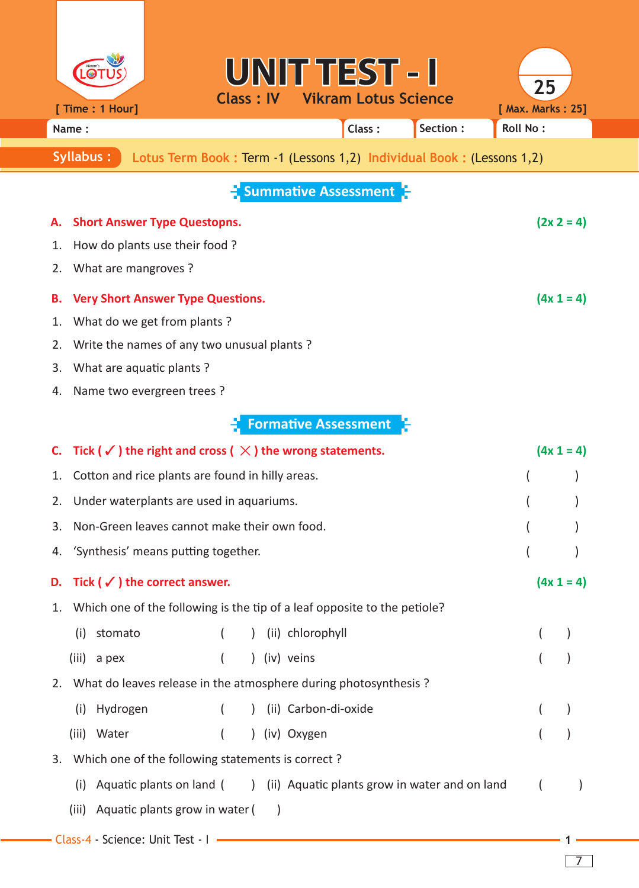# UNIT TEST - I

Class : IV    Vikram Lotus Science

[ Time : 1 Hour]    [ Max. Marks : 25]

Name :    Class :    Section :    Roll No :

**Syllabus :** Lotus Term Book : Term -1 (Lessons 1,2) Individual Book : (Lessons 1,2)

## Summative Assessment

**A. Short Answer Type Questopns.** **(2x 2 = 4)**

1. How do plants use their food ?
2. What are mangroves ?

**B. Very Short Answer Type Questions.** **(4x 1 = 4)**

1. What do we get from plants ?
2. Write the names of any two unusual plants ?
3. What are aquatic plants ?
4. Name two evergreen trees ?

## Formative Assessment

**C. Tick ( ✓ ) the right and cross ( ✗ ) the wrong statements.** **(4x 1 = 4)**

1. Cotton and rice plants are found in hilly areas. (     )
2. Under waterplants are used in aquariums. (     )
3. Non-Green leaves cannot make their own food. (     )
4. 'Synthesis' means putting together. (     )

**D. Tick ( ✓ ) the correct answer.** **(4x 1 = 4)**

1. Which one of the following is the tip of a leaf opposite to the petiole?
   (i) stomato (   )  (ii) chlorophyll (   )
   (iii) a pex (   )  (iv) veins (   )
2. What do leaves release in the atmosphere during photosynthesis ?
   (i) Hydrogen (   )  (ii) Carbon-di-oxide (   )
   (iii) Water (   )  (iv) Oxygen (   )
3. Which one of the following statements is correct ?
   (i) Aquatic plants on land (   )  (ii) Aquatic plants grow in water and on land (   )
   (iii) Aquatic plants grow in water (   )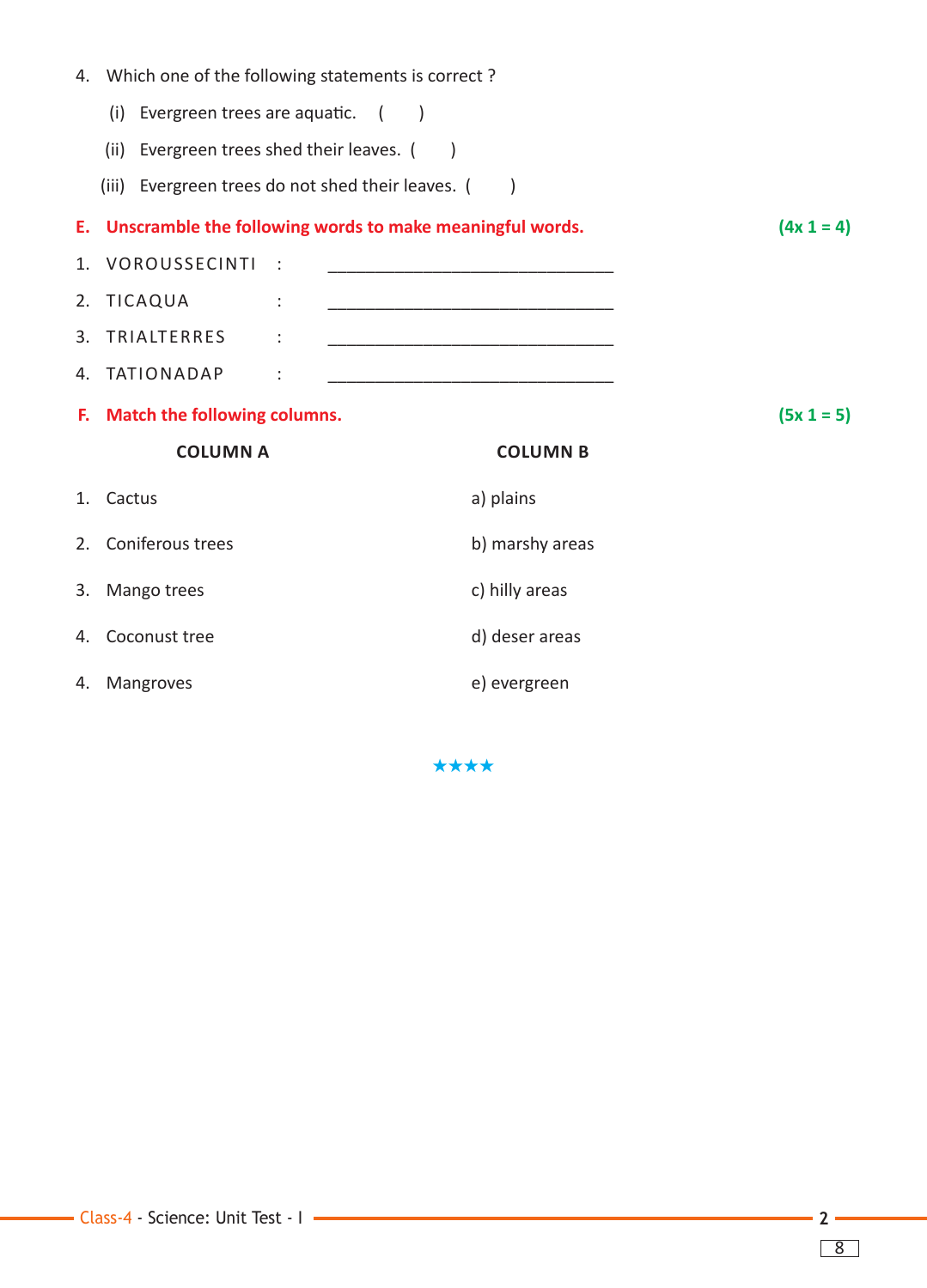4. Which one of the following statements is correct ?

   (i) Evergreen trees are aquatic. (       )

   (ii) Evergreen trees shed their leaves. (       )

   (iii) Evergreen trees do not shed their leaves. (       )

**E. Unscramble the following words to make meaningful words.** **(4x 1 = 4)**

1. VOROUSSECINTI : ______________________________
2. TICAQUA : ______________________________
3. TRIALTERRES : ______________________________
4. TATIONADAP : ______________________________

**F. Match the following columns.** **(5x 1 = 5)**

| COLUMN A | COLUMN B |
|---|---|
| 1. Cactus | a) plains |
| 2. Coniferous trees | b) marshy areas |
| 3. Mango trees | c) hilly areas |
| 4. Coconust tree | d) deser areas |
| 4. Mangroves | e) evergreen |

★★★★